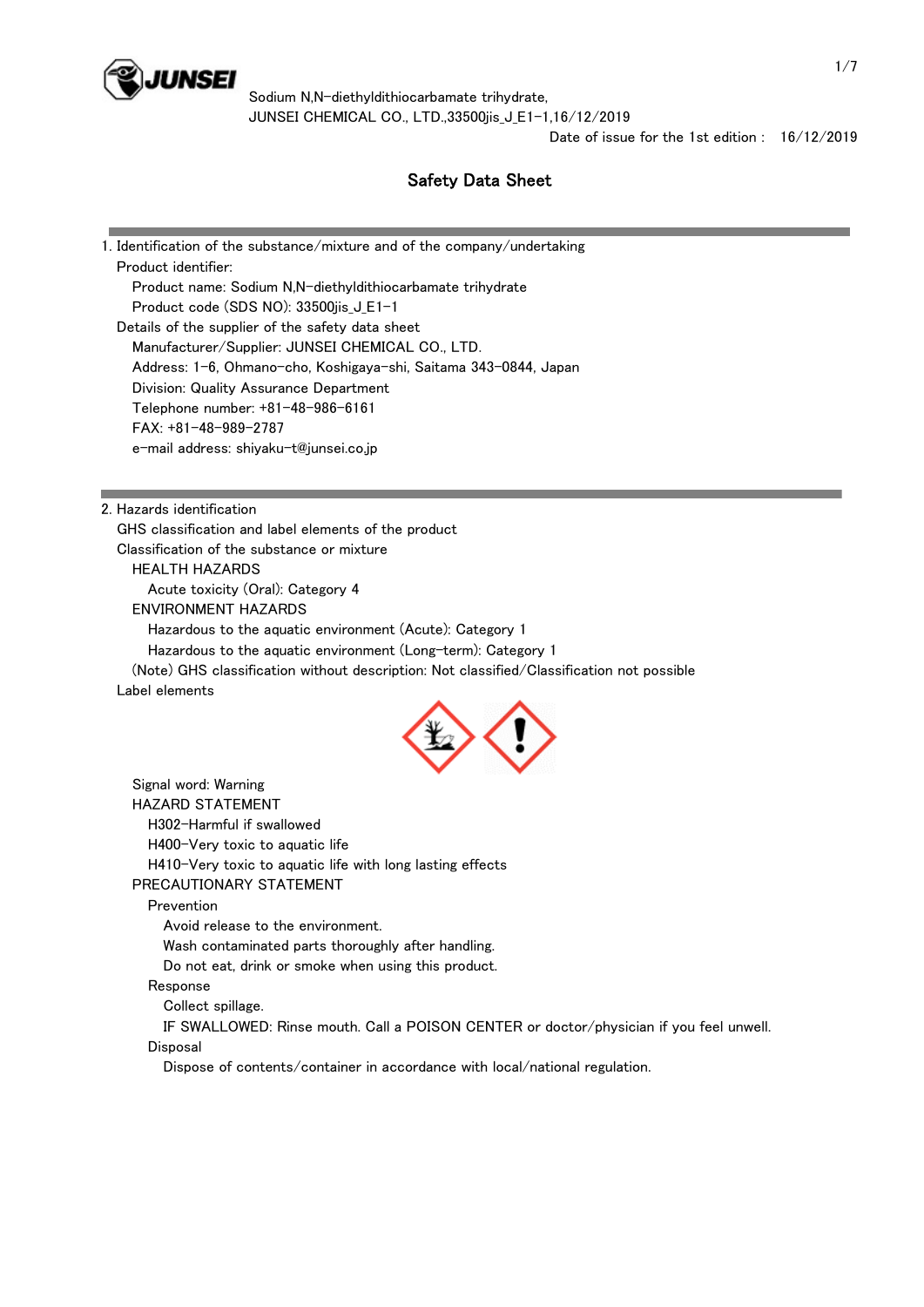Sodium N,N-diethyldithiocarbamate trihydrate,
JUNSEI CHEMICAL CO., LTD.,33500jis_J_E1-1,16/12/2019

Date of issue for the 1st edition : 16/12/2019

# Safety Data Sheet

## 1. Identification of the substance/mixture and of the company/undertaking

Product identifier:

Product name: Sodium N,N-diethyldithiocarbamate trihydrate

Product code (SDS NO): 33500jis_J_E1-1

Details of the supplier of the safety data sheet

Manufacturer/Supplier: JUNSEI CHEMICAL CO., LTD.

Address: 1-6, Ohmano-cho, Koshigaya-shi, Saitama 343-0844, Japan

Division: Quality Assurance Department

Telephone number: +81-48-986-6161

FAX: +81-48-989-2787

e-mail address: shiyaku-t@junsei.co.jp

## 2. Hazards identification

GHS classification and label elements of the product

Classification of the substance or mixture

HEALTH HAZARDS

Acute toxicity (Oral): Category 4

ENVIRONMENT HAZARDS

Hazardous to the aquatic environment (Acute): Category 1

Hazardous to the aquatic environment (Long-term): Category 1

(Note) GHS classification without description: Not classified/Classification not possible

Label elements

Signal word: Warning

HAZARD STATEMENT

H302-Harmful if swallowed

H400-Very toxic to aquatic life

H410-Very toxic to aquatic life with long lasting effects

PRECAUTIONARY STATEMENT

Prevention

Avoid release to the environment.

Wash contaminated parts thoroughly after handling.

Do not eat, drink or smoke when using this product.

Response

Collect spillage.

IF SWALLOWED: Rinse mouth. Call a POISON CENTER or doctor/physician if you feel unwell.

Disposal

Dispose of contents/container in accordance with local/national regulation.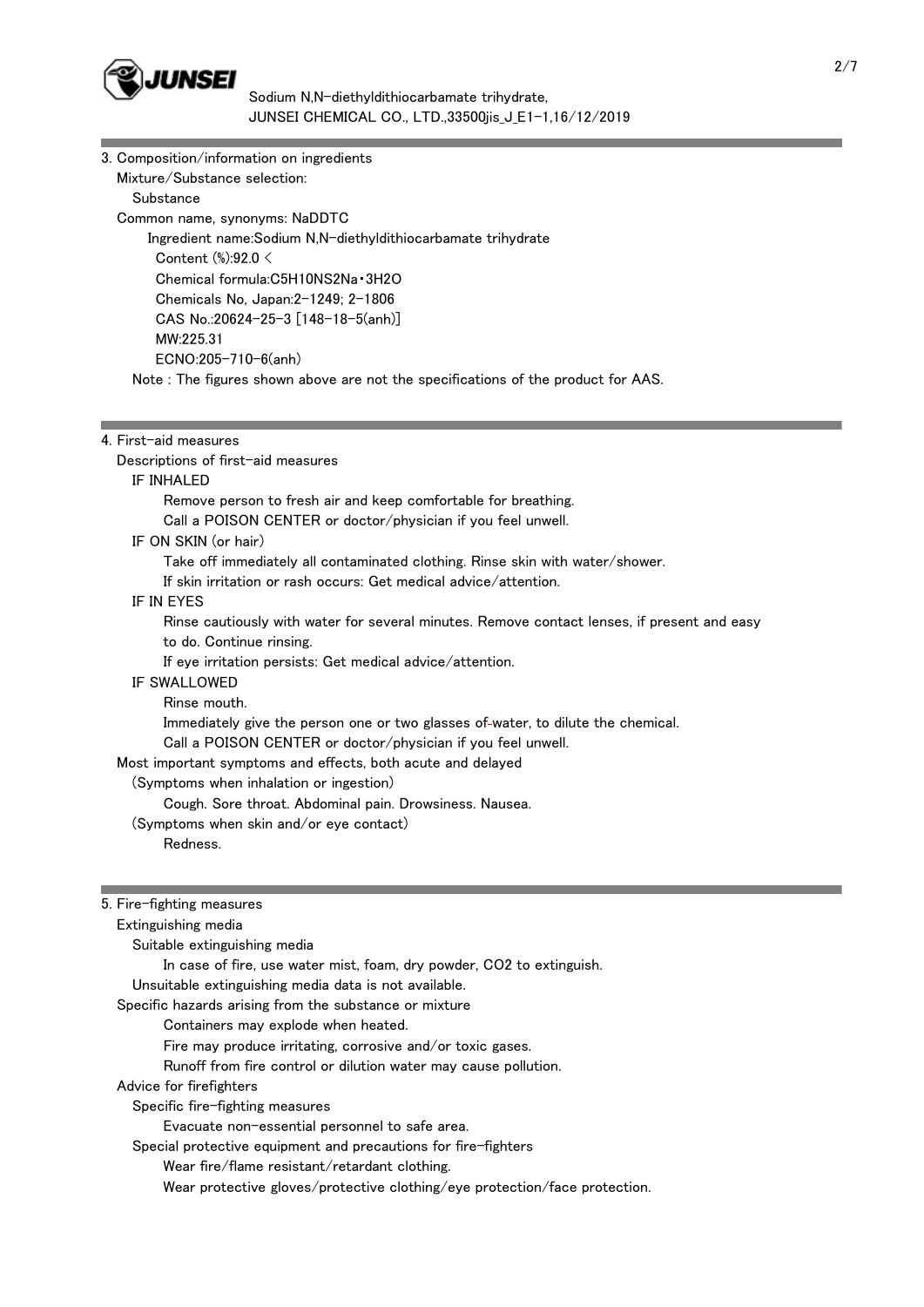## 3. Composition/information on ingredients

Mixture/Substance selection:

Substance

Common name, synonyms: NaDDTC

Ingredient name:Sodium N,N-diethyldithiocarbamate trihydrate

Content (%):92.0 <

Chemical formula:$C_5H_{10}NS_2Na \cdot 3H_2O$

Chemicals No, Japan:2-1249; 2-1806

CAS No.:20624-25-3 [148-18-5(anh)]

MW:225.31

ECNO:205-710-6(anh)

Note : The figures shown above are not the specifications of the product for AAS.

## 4. First-aid measures

Descriptions of first-aid measures

IF INHALED

Remove person to fresh air and keep comfortable for breathing.

Call a POISON CENTER or doctor/physician if you feel unwell.

IF ON SKIN (or hair)

Take off immediately all contaminated clothing. Rinse skin with water/shower.

If skin irritation or rash occurs: Get medical advice/attention.

IF IN EYES

Rinse cautiously with water for several minutes. Remove contact lenses, if present and easy to do. Continue rinsing.

If eye irritation persists: Get medical advice/attention.

IF SWALLOWED

Rinse mouth.

Immediately give the person one or two glasses of-water, to dilute the chemical.

Call a POISON CENTER or doctor/physician if you feel unwell.

Most important symptoms and effects, both acute and delayed

(Symptoms when inhalation or ingestion)

Cough. Sore throat. Abdominal pain. Drowsiness. Nausea.

(Symptoms when skin and/or eye contact)

Redness.

## 5. Fire-fighting measures

Extinguishing media

Suitable extinguishing media

In case of fire, use water mist, foam, dry powder, $CO_2$ to extinguish.

Unsuitable extinguishing media data is not available.

Specific hazards arising from the substance or mixture

Containers may explode when heated.

Fire may produce irritating, corrosive and/or toxic gases.

Runoff from fire control or dilution water may cause pollution.

Advice for firefighters

Specific fire-fighting measures

Evacuate non-essential personnel to safe area.

Special protective equipment and precautions for fire-fighters

Wear fire/flame resistant/retardant clothing.

Wear protective gloves/protective clothing/eye protection/face protection.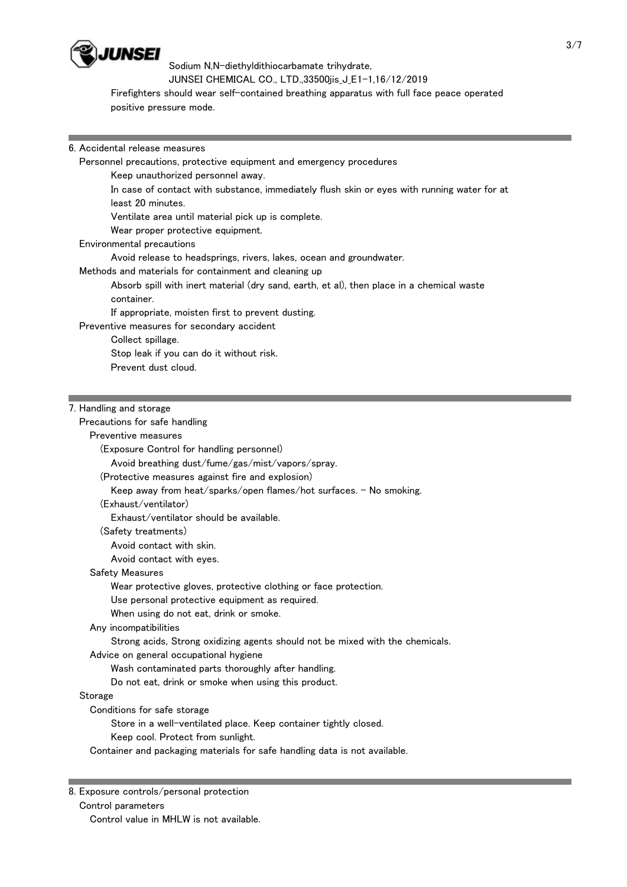Firefighters should wear self-contained breathing apparatus with full face peace operated positive pressure mode.

## 6. Accidental release measures

Personnel precautions, protective equipment and emergency procedures

Keep unauthorized personnel away.

In case of contact with substance, immediately flush skin or eyes with running water for at least 20 minutes.

Ventilate area until material pick up is complete.

Wear proper protective equipment.

Environmental precautions

Avoid release to headsprings, rivers, lakes, ocean and groundwater.

Methods and materials for containment and cleaning up

Absorb spill with inert material (dry sand, earth, et al), then place in a chemical waste container.

If appropriate, moisten first to prevent dusting.

Preventive measures for secondary accident

Collect spillage.

Stop leak if you can do it without risk.

Prevent dust cloud.

## 7. Handling and storage

Precautions for safe handling

Preventive measures

(Exposure Control for handling personnel)

Avoid breathing dust/fume/gas/mist/vapors/spray.

(Protective measures against fire and explosion)

Keep away from heat/sparks/open flames/hot surfaces. - No smoking.

(Exhaust/ventilator)

Exhaust/ventilator should be available.

(Safety treatments)

Avoid contact with skin.

Avoid contact with eyes.

Safety Measures

Wear protective gloves, protective clothing or face protection.

Use personal protective equipment as required.

When using do not eat, drink or smoke.

Any incompatibilities

Strong acids, Strong oxidizing agents should not be mixed with the chemicals.

Advice on general occupational hygiene

Wash contaminated parts thoroughly after handling.

Do not eat, drink or smoke when using this product.

Storage

Conditions for safe storage

Store in a well-ventilated place. Keep container tightly closed.

Keep cool. Protect from sunlight.

Container and packaging materials for safe handling data is not available.

## 8. Exposure controls/personal protection

Control parameters

Control value in MHLW is not available.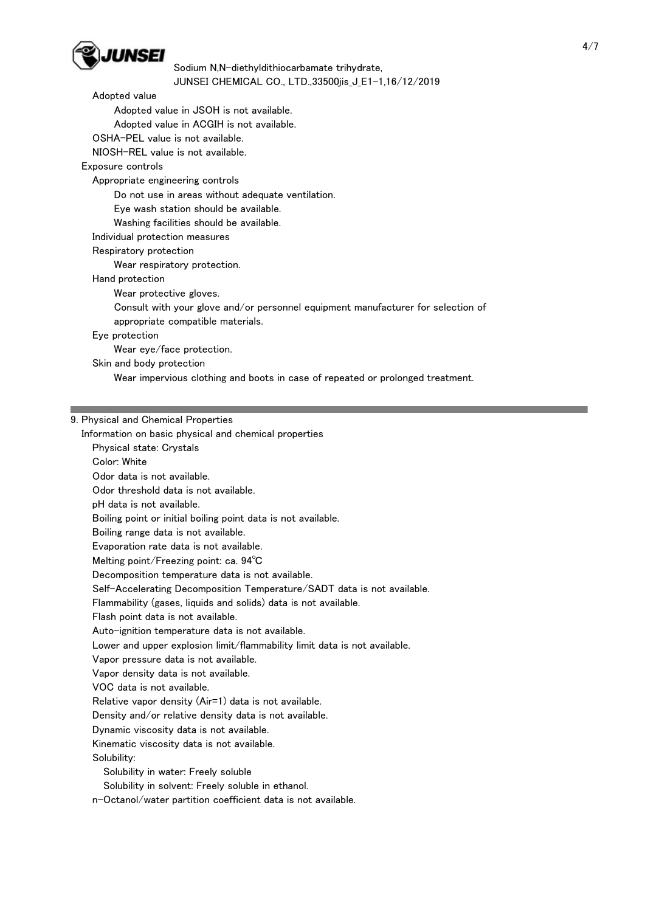Adopted value

Adopted value in JSOH is not available.

Adopted value in ACGIH is not available.

OSHA-PEL value is not available.

NIOSH-REL value is not available.

Exposure controls

Appropriate engineering controls

Do not use in areas without adequate ventilation.

Eye wash station should be available.

Washing facilities should be available.

Individual protection measures

Respiratory protection

Wear respiratory protection.

Hand protection

Wear protective gloves.

Consult with your glove and/or personnel equipment manufacturer for selection of appropriate compatible materials.

Eye protection

Wear eye/face protection.

Skin and body protection

Wear impervious clothing and boots in case of repeated or prolonged treatment.

---

## 9. Physical and Chemical Properties

Information on basic physical and chemical properties

Physical state: Crystals

Color: White

Odor data is not available.

Odor threshold data is not available.

pH data is not available.

Boiling point or initial boiling point data is not available.

Boiling range data is not available.

Evaporation rate data is not available.

Melting point/Freezing point: ca. 94℃

Decomposition temperature data is not available.

Self-Accelerating Decomposition Temperature/SADT data is not available.

Flammability (gases, liquids and solids) data is not available.

Flash point data is not available.

Auto-ignition temperature data is not available.

Lower and upper explosion limit/flammability limit data is not available.

Vapor pressure data is not available.

Vapor density data is not available.

VOC data is not available.

Relative vapor density (Air=1) data is not available.

Density and/or relative density data is not available.

Dynamic viscosity data is not available.

Kinematic viscosity data is not available.

Solubility:

Solubility in water: Freely soluble

Solubility in solvent: Freely soluble in ethanol.

n-Octanol/water partition coefficient data is not available.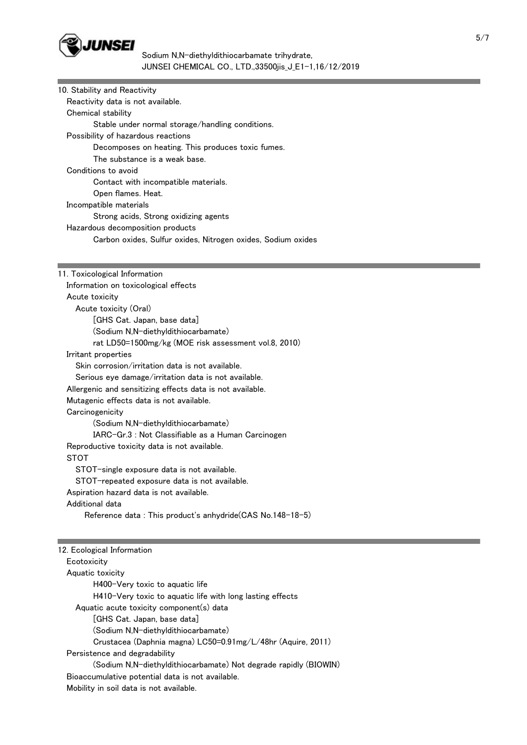## 10. Stability and Reactivity

Reactivity data is not available.

Chemical stability

Stable under normal storage/handling conditions.

Possibility of hazardous reactions

Decomposes on heating. This produces toxic fumes.

The substance is a weak base.

Conditions to avoid

Contact with incompatible materials.

Open flames. Heat.

Incompatible materials

Strong acids, Strong oxidizing agents

Hazardous decomposition products

Carbon oxides, Sulfur oxides, Nitrogen oxides, Sodium oxides

## 11. Toxicological Information

Information on toxicological effects

Acute toxicity

Acute toxicity (Oral)

[GHS Cat. Japan, base data]

(Sodium N,N-diethyldithiocarbamate)

rat LD50=1500mg/kg (MOE risk assessment vol.8, 2010)

Irritant properties

Skin corrosion/irritation data is not available.

Serious eye damage/irritation data is not available.

Allergenic and sensitizing effects data is not available.

Mutagenic effects data is not available.

Carcinogenicity

(Sodium N,N-diethyldithiocarbamate)

IARC-Gr.3 : Not Classifiable as a Human Carcinogen

Reproductive toxicity data is not available.

STOT

STOT-single exposure data is not available.

STOT-repeated exposure data is not available.

Aspiration hazard data is not available.

Additional data

Reference data : This product's anhydride(CAS No.148-18-5)

## 12. Ecological Information

Ecotoxicity

Aquatic toxicity

H400-Very toxic to aquatic life

H410-Very toxic to aquatic life with long lasting effects

Aquatic acute toxicity component(s) data

[GHS Cat. Japan, base data]

(Sodium N,N-diethyldithiocarbamate)

Crustacea (Daphnia magna) LC50=0.91mg/L/48hr (Aquire, 2011)

Persistence and degradability

(Sodium N,N-diethyldithiocarbamate) Not degrade rapidly (BIOWIN)

Bioaccumulative potential data is not available.

Mobility in soil data is not available.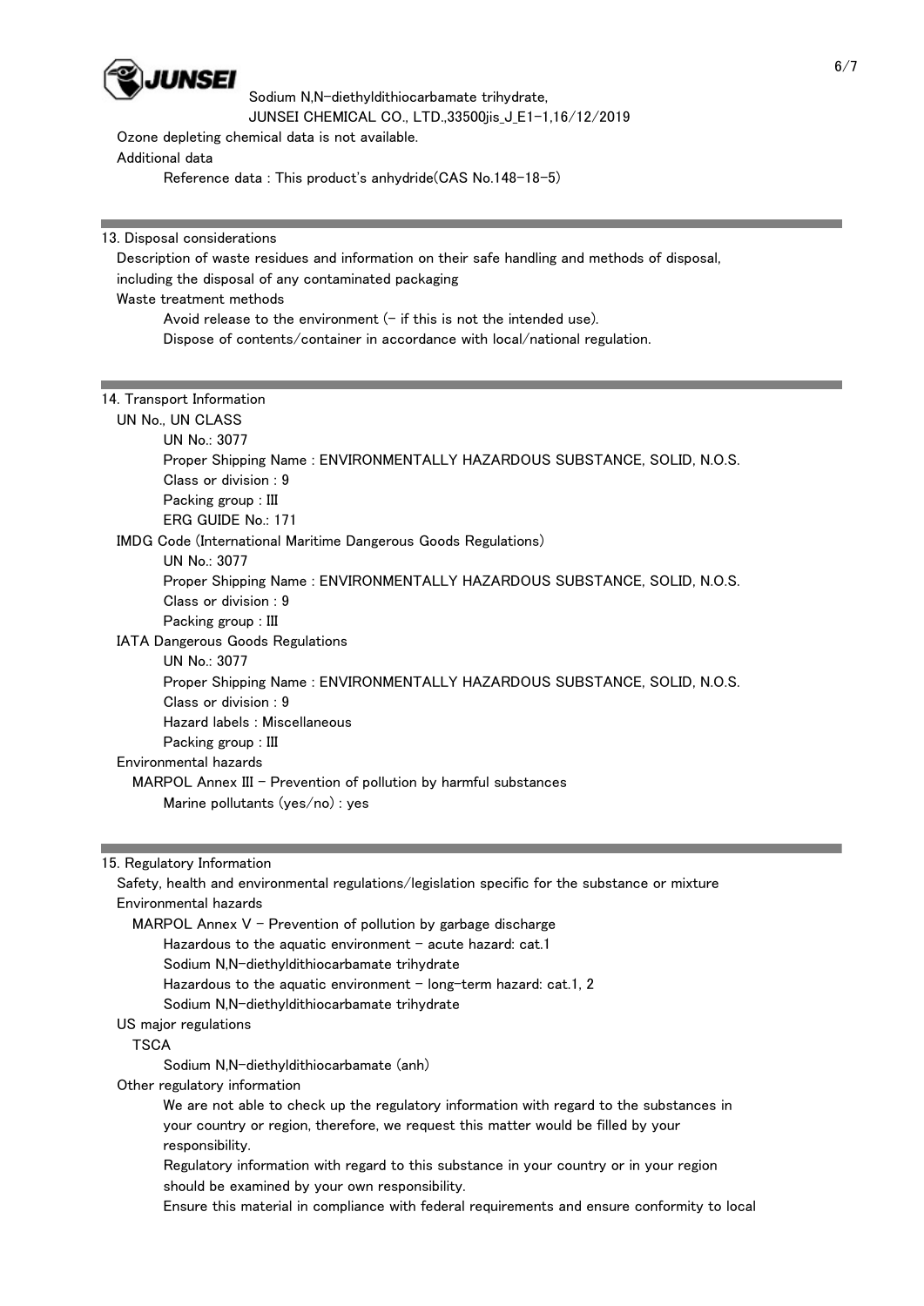Ozone depleting chemical data is not available.

Additional data

Reference data : This product's anhydride(CAS No.148-18-5)

## 13. Disposal considerations

Description of waste residues and information on their safe handling and methods of disposal, including the disposal of any contaminated packaging

Waste treatment methods

Avoid release to the environment (- if this is not the intended use).

Dispose of contents/container in accordance with local/national regulation.

## 14. Transport Information

UN No., UN CLASS

UN No.: 3077

Proper Shipping Name : ENVIRONMENTALLY HAZARDOUS SUBSTANCE, SOLID, N.O.S.

Class or division : 9

Packing group : III

ERG GUIDE No.: 171

IMDG Code (International Maritime Dangerous Goods Regulations)

UN No.: 3077

Proper Shipping Name : ENVIRONMENTALLY HAZARDOUS SUBSTANCE, SOLID, N.O.S.

Class or division : 9

Packing group : III

IATA Dangerous Goods Regulations

UN No.: 3077

Proper Shipping Name : ENVIRONMENTALLY HAZARDOUS SUBSTANCE, SOLID, N.O.S.

Class or division : 9

Hazard labels : Miscellaneous

Packing group : III

Environmental hazards

MARPOL Annex III - Prevention of pollution by harmful substances

Marine pollutants (yes/no) : yes

## 15. Regulatory Information

Safety, health and environmental regulations/legislation specific for the substance or mixture

Environmental hazards

MARPOL Annex V - Prevention of pollution by garbage discharge

Hazardous to the aquatic environment - acute hazard: cat.1

Sodium N,N-diethyldithiocarbamate trihydrate

Hazardous to the aquatic environment - long-term hazard: cat.1, 2

Sodium N,N-diethyldithiocarbamate trihydrate

US major regulations

TSCA

Sodium N,N-diethyldithiocarbamate (anh)

Other regulatory information

We are not able to check up the regulatory information with regard to the substances in your country or region, therefore, we request this matter would be filled by your responsibility.

Regulatory information with regard to this substance in your country or in your region should be examined by your own responsibility.

Ensure this material in compliance with federal requirements and ensure conformity to local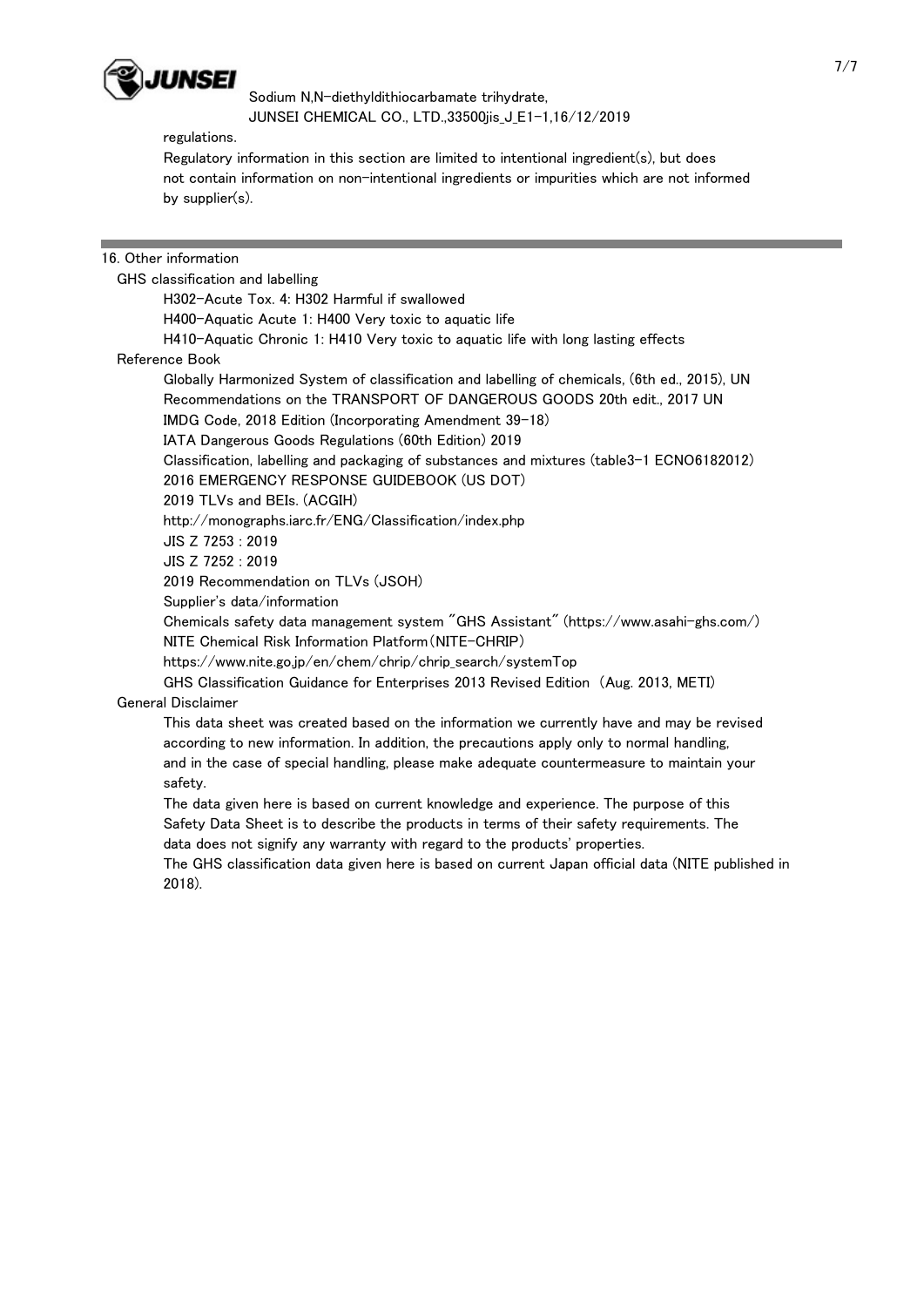regulations.

Regulatory information in this section are limited to intentional ingredient(s), but does not contain information on non-intentional ingredients or impurities which are not informed by supplier(s).

---

## 16. Other information

**GHS classification and labelling**

- H302-Acute Tox. 4: H302 Harmful if swallowed
- H400-Aquatic Acute 1: H400 Very toxic to aquatic life
- H410-Aquatic Chronic 1: H410 Very toxic to aquatic life with long lasting effects

**Reference Book**

Globally Harmonized System of classification and labelling of chemicals, (6th ed., 2015), UN
Recommendations on the TRANSPORT OF DANGEROUS GOODS 20th edit., 2017 UN
IMDG Code, 2018 Edition (Incorporating Amendment 39-18)
IATA Dangerous Goods Regulations (60th Edition) 2019
Classification, labelling and packaging of substances and mixtures (table3-1 ECNO6182012)
2016 EMERGENCY RESPONSE GUIDEBOOK (US DOT)
2019 TLVs and BEIs. (ACGIH)
http://monographs.iarc.fr/ENG/Classification/index.php
JIS Z 7253 : 2019
JIS Z 7252 : 2019
2019 Recommendation on TLVs (JSOH)
Supplier's data/information
Chemicals safety data management system "GHS Assistant" (https://www.asahi-ghs.com/)
NITE Chemical Risk Information Platform(NITE-CHRIP)
https://www.nite.go.jp/en/chem/chrip/chrip_search/systemTop
GHS Classification Guidance for Enterprises 2013 Revised Edition (Aug. 2013, METI)

**General Disclaimer**

This data sheet was created based on the information we currently have and may be revised according to new information. In addition, the precautions apply only to normal handling, and in the case of special handling, please make adequate countermeasure to maintain your safety.

The data given here is based on current knowledge and experience. The purpose of this Safety Data Sheet is to describe the products in terms of their safety requirements. The data does not signify any warranty with regard to the products' properties.

The GHS classification data given here is based on current Japan official data (NITE published in 2018).